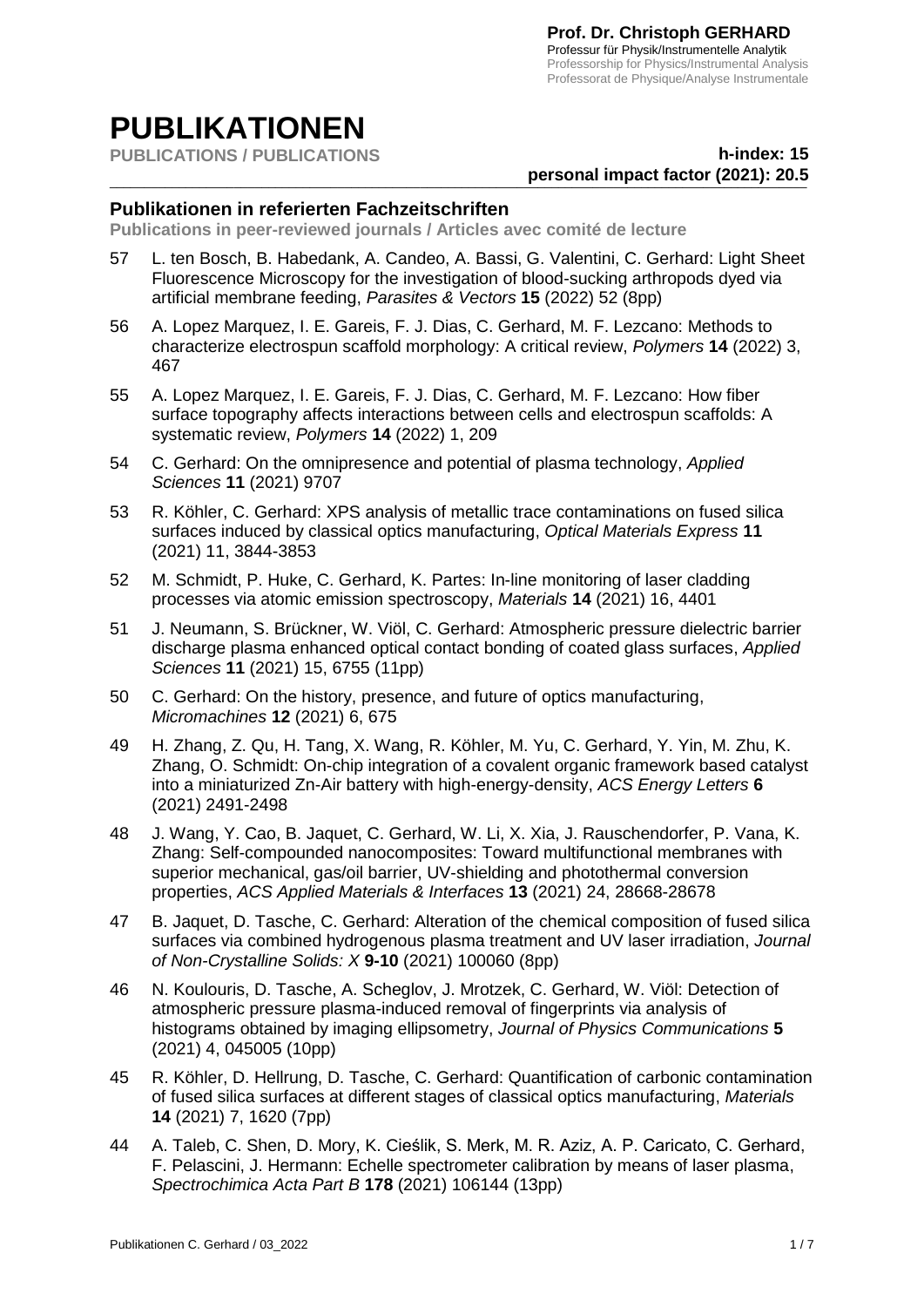**Prof. Dr. Christoph GERHARD**
Professur für Physik/Instrumentelle Analytik
Professorship for Physics/Instrumental Analysis
Professorat de Physique/Analyse Instrumentale

# PUBLIKATIONEN

**PUBLICATIONS / PUBLICATIONS**

**h-index: 15**
**personal impact factor (2021): 20.5**

## Publikationen in referierten Fachzeitschriften

**Publications in peer-reviewed journals / Articles avec comité de lecture**

57 L. ten Bosch, B. Habedank, A. Candeo, A. Bassi, G. Valentini, C. Gerhard: Light Sheet Fluorescence Microscopy for the investigation of blood-sucking arthropods dyed via artificial membrane feeding, *Parasites & Vectors* **15** (2022) 52 (8pp)

56 A. Lopez Marquez, I. E. Gareis, F. J. Dias, C. Gerhard, M. F. Lezcano: Methods to characterize electrospun scaffold morphology: A critical review, *Polymers* **14** (2022) 3, 467

55 A. Lopez Marquez, I. E. Gareis, F. J. Dias, C. Gerhard, M. F. Lezcano: How fiber surface topography affects interactions between cells and electrospun scaffolds: A systematic review, *Polymers* **14** (2022) 1, 209

54 C. Gerhard: On the omnipresence and potential of plasma technology, *Applied Sciences* **11** (2021) 9707

53 R. Köhler, C. Gerhard: XPS analysis of metallic trace contaminations on fused silica surfaces induced by classical optics manufacturing, *Optical Materials Express* **11** (2021) 11, 3844-3853

52 M. Schmidt, P. Huke, C. Gerhard, K. Partes: In-line monitoring of laser cladding processes via atomic emission spectroscopy, *Materials* **14** (2021) 16, 4401

51 J. Neumann, S. Brückner, W. Viöl, C. Gerhard: Atmospheric pressure dielectric barrier discharge plasma enhanced optical contact bonding of coated glass surfaces, *Applied Sciences* **11** (2021) 15, 6755 (11pp)

50 C. Gerhard: On the history, presence, and future of optics manufacturing, *Micromachines* **12** (2021) 6, 675

49 H. Zhang, Z. Qu, H. Tang, X. Wang, R. Köhler, M. Yu, C. Gerhard, Y. Yin, M. Zhu, K. Zhang, O. Schmidt: On-chip integration of a covalent organic framework based catalyst into a miniaturized Zn-Air battery with high-energy-density, *ACS Energy Letters* **6** (2021) 2491-2498

48 J. Wang, Y. Cao, B. Jaquet, C. Gerhard, W. Li, X. Xia, J. Rauschendorfer, P. Vana, K. Zhang: Self-compounded nanocomposites: Toward multifunctional membranes with superior mechanical, gas/oil barrier, UV-shielding and photothermal conversion properties, *ACS Applied Materials & Interfaces* **13** (2021) 24, 28668-28678

47 B. Jaquet, D. Tasche, C. Gerhard: Alteration of the chemical composition of fused silica surfaces via combined hydrogenous plasma treatment and UV laser irradiation, *Journal of Non-Crystalline Solids: X* **9-10** (2021) 100060 (8pp)

46 N. Koulouris, D. Tasche, A. Scheglov, J. Mrotzek, C. Gerhard, W. Viöl: Detection of atmospheric pressure plasma-induced removal of fingerprints via analysis of histograms obtained by imaging ellipsometry, *Journal of Physics Communications* **5** (2021) 4, 045005 (10pp)

45 R. Köhler, D. Hellrung, D. Tasche, C. Gerhard: Quantification of carbonic contamination of fused silica surfaces at different stages of classical optics manufacturing, *Materials* **14** (2021) 7, 1620 (7pp)

44 A. Taleb, C. Shen, D. Mory, K. Cieślik, S. Merk, M. R. Aziz, A. P. Caricato, C. Gerhard, F. Pelascini, J. Hermann: Echelle spectrometer calibration by means of laser plasma, *Spectrochimica Acta Part B* **178** (2021) 106144 (13pp)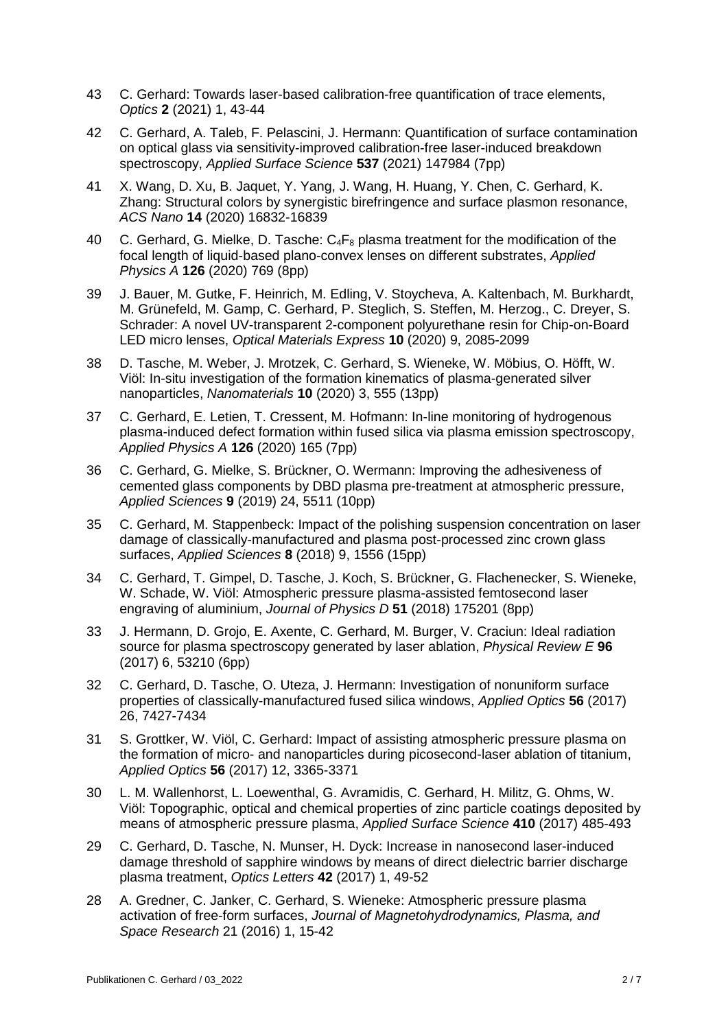43 C. Gerhard: Towards laser-based calibration-free quantification of trace elements, *Optics* **2** (2021) 1, 43-44

42 C. Gerhard, A. Taleb, F. Pelascini, J. Hermann: Quantification of surface contamination on optical glass via sensitivity-improved calibration-free laser-induced breakdown spectroscopy, *Applied Surface Science* **537** (2021) 147984 (7pp)

41 X. Wang, D. Xu, B. Jaquet, Y. Yang, J. Wang, H. Huang, Y. Chen, C. Gerhard, K. Zhang: Structural colors by synergistic birefringence and surface plasmon resonance, *ACS Nano* **14** (2020) 16832-16839

40 C. Gerhard, G. Mielke, D. Tasche: $C_4F_8$ plasma treatment for the modification of the focal length of liquid-based plano-convex lenses on different substrates, *Applied Physics A* **126** (2020) 769 (8pp)

39 J. Bauer, M. Gutke, F. Heinrich, M. Edling, V. Stoycheva, A. Kaltenbach, M. Burkhardt, M. Grünefeld, M. Gamp, C. Gerhard, P. Steglich, S. Steffen, M. Herzog., C. Dreyer, S. Schrader: A novel UV-transparent 2-component polyurethane resin for Chip-on-Board LED micro lenses, *Optical Materials Express* **10** (2020) 9, 2085-2099

38 D. Tasche, M. Weber, J. Mrotzek, C. Gerhard, S. Wieneke, W. Möbius, O. Höfft, W. Viöl: In-situ investigation of the formation kinematics of plasma-generated silver nanoparticles, *Nanomaterials* **10** (2020) 3, 555 (13pp)

37 C. Gerhard, E. Letien, T. Cressent, M. Hofmann: In-line monitoring of hydrogenous plasma-induced defect formation within fused silica via plasma emission spectroscopy, *Applied Physics A* **126** (2020) 165 (7pp)

36 C. Gerhard, G. Mielke, S. Brückner, O. Wermann: Improving the adhesiveness of cemented glass components by DBD plasma pre-treatment at atmospheric pressure, *Applied Sciences* **9** (2019) 24, 5511 (10pp)

35 C. Gerhard, M. Stappenbeck: Impact of the polishing suspension concentration on laser damage of classically-manufactured and plasma post-processed zinc crown glass surfaces, *Applied Sciences* **8** (2018) 9, 1556 (15pp)

34 C. Gerhard, T. Gimpel, D. Tasche, J. Koch, S. Brückner, G. Flachenecker, S. Wieneke, W. Schade, W. Viöl: Atmospheric pressure plasma-assisted femtosecond laser engraving of aluminium, *Journal of Physics D* **51** (2018) 175201 (8pp)

33 J. Hermann, D. Grojo, E. Axente, C. Gerhard, M. Burger, V. Craciun: Ideal radiation source for plasma spectroscopy generated by laser ablation, *Physical Review E* **96** (2017) 6, 53210 (6pp)

32 C. Gerhard, D. Tasche, O. Uteza, J. Hermann: Investigation of nonuniform surface properties of classically-manufactured fused silica windows, *Applied Optics* **56** (2017) 26, 7427-7434

31 S. Grottker, W. Viöl, C. Gerhard: Impact of assisting atmospheric pressure plasma on the formation of micro- and nanoparticles during picosecond-laser ablation of titanium, *Applied Optics* **56** (2017) 12, 3365-3371

30 L. M. Wallenhorst, L. Loewenthal, G. Avramidis, C. Gerhard, H. Militz, G. Ohms, W. Viöl: Topographic, optical and chemical properties of zinc particle coatings deposited by means of atmospheric pressure plasma, *Applied Surface Science* **410** (2017) 485-493

29 C. Gerhard, D. Tasche, N. Munser, H. Dyck: Increase in nanosecond laser-induced damage threshold of sapphire windows by means of direct dielectric barrier discharge plasma treatment, *Optics Letters* **42** (2017) 1, 49-52

28 A. Gredner, C. Janker, C. Gerhard, S. Wieneke: Atmospheric pressure plasma activation of free-form surfaces, *Journal of Magnetohydrodynamics, Plasma, and Space Research* 21 (2016) 1, 15-42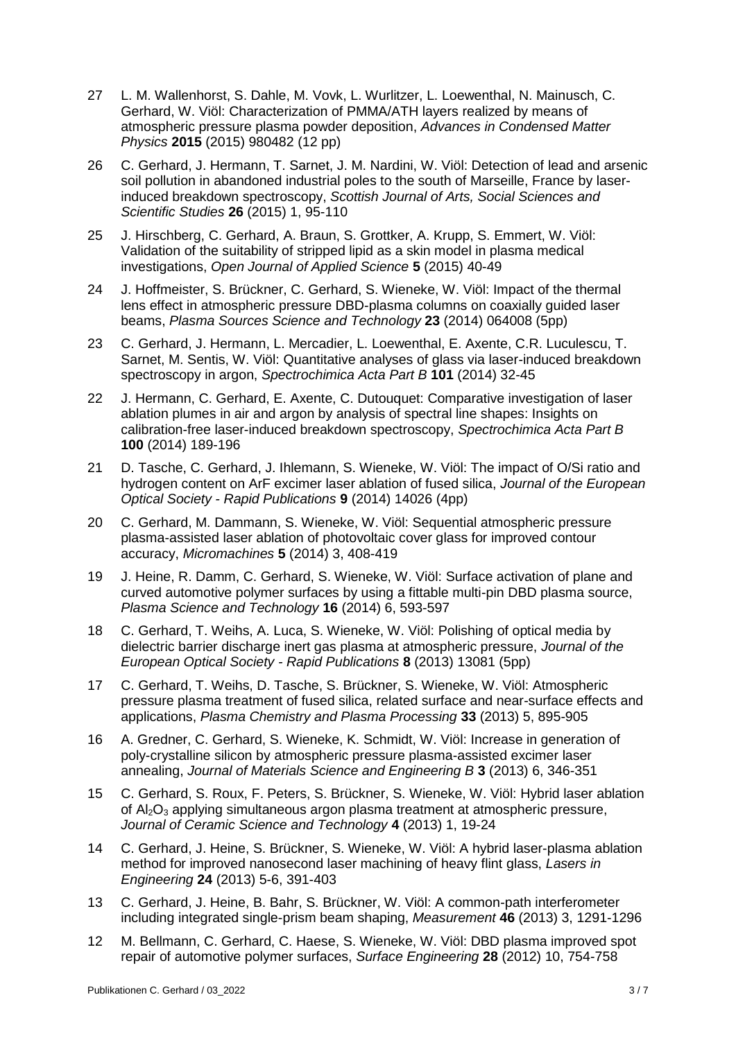27 L. M. Wallenhorst, S. Dahle, M. Vovk, L. Wurlitzer, L. Loewenthal, N. Mainusch, C. Gerhard, W. Viöl: Characterization of PMMA/ATH layers realized by means of atmospheric pressure plasma powder deposition, *Advances in Condensed Matter Physics* **2015** (2015) 980482 (12 pp)

26 C. Gerhard, J. Hermann, T. Sarnet, J. M. Nardini, W. Viöl: Detection of lead and arsenic soil pollution in abandoned industrial poles to the south of Marseille, France by laser-induced breakdown spectroscopy, *Scottish Journal of Arts, Social Sciences and Scientific Studies* **26** (2015) 1, 95-110

25 J. Hirschberg, C. Gerhard, A. Braun, S. Grottker, A. Krupp, S. Emmert, W. Viöl: Validation of the suitability of stripped lipid as a skin model in plasma medical investigations, *Open Journal of Applied Science* **5** (2015) 40-49

24 J. Hoffmeister, S. Brückner, C. Gerhard, S. Wieneke, W. Viöl: Impact of the thermal lens effect in atmospheric pressure DBD-plasma columns on coaxially guided laser beams, *Plasma Sources Science and Technology* **23** (2014) 064008 (5pp)

23 C. Gerhard, J. Hermann, L. Mercadier, L. Loewenthal, E. Axente, C.R. Luculescu, T. Sarnet, M. Sentis, W. Viöl: Quantitative analyses of glass via laser-induced breakdown spectroscopy in argon, *Spectrochimica Acta Part B* **101** (2014) 32-45

22 J. Hermann, C. Gerhard, E. Axente, C. Dutouquet: Comparative investigation of laser ablation plumes in air and argon by analysis of spectral line shapes: Insights on calibration-free laser-induced breakdown spectroscopy, *Spectrochimica Acta Part B* **100** (2014) 189-196

21 D. Tasche, C. Gerhard, J. Ihlemann, S. Wieneke, W. Viöl: The impact of O/Si ratio and hydrogen content on ArF excimer laser ablation of fused silica, *Journal of the European Optical Society - Rapid Publications* **9** (2014) 14026 (4pp)

20 C. Gerhard, M. Dammann, S. Wieneke, W. Viöl: Sequential atmospheric pressure plasma-assisted laser ablation of photovoltaic cover glass for improved contour accuracy, *Micromachines* **5** (2014) 3, 408-419

19 J. Heine, R. Damm, C. Gerhard, S. Wieneke, W. Viöl: Surface activation of plane and curved automotive polymer surfaces by using a fittable multi-pin DBD plasma source, *Plasma Science and Technology* **16** (2014) 6, 593-597

18 C. Gerhard, T. Weihs, A. Luca, S. Wieneke, W. Viöl: Polishing of optical media by dielectric barrier discharge inert gas plasma at atmospheric pressure, *Journal of the European Optical Society - Rapid Publications* **8** (2013) 13081 (5pp)

17 C. Gerhard, T. Weihs, D. Tasche, S. Brückner, S. Wieneke, W. Viöl: Atmospheric pressure plasma treatment of fused silica, related surface and near-surface effects and applications, *Plasma Chemistry and Plasma Processing* **33** (2013) 5, 895-905

16 A. Gredner, C. Gerhard, S. Wieneke, K. Schmidt, W. Viöl: Increase in generation of poly-crystalline silicon by atmospheric pressure plasma-assisted excimer laser annealing, *Journal of Materials Science and Engineering B* **3** (2013) 6, 346-351

15 C. Gerhard, S. Roux, F. Peters, S. Brückner, S. Wieneke, W. Viöl: Hybrid laser ablation of $Al_2O_3$ applying simultaneous argon plasma treatment at atmospheric pressure, *Journal of Ceramic Science and Technology* **4** (2013) 1, 19-24

14 C. Gerhard, J. Heine, S. Brückner, S. Wieneke, W. Viöl: A hybrid laser-plasma ablation method for improved nanosecond laser machining of heavy flint glass, *Lasers in Engineering* **24** (2013) 5-6, 391-403

13 C. Gerhard, J. Heine, B. Bahr, S. Brückner, W. Viöl: A common-path interferometer including integrated single-prism beam shaping, *Measurement* **46** (2013) 3, 1291-1296

12 M. Bellmann, C. Gerhard, C. Haese, S. Wieneke, W. Viöl: DBD plasma improved spot repair of automotive polymer surfaces, *Surface Engineering* **28** (2012) 10, 754-758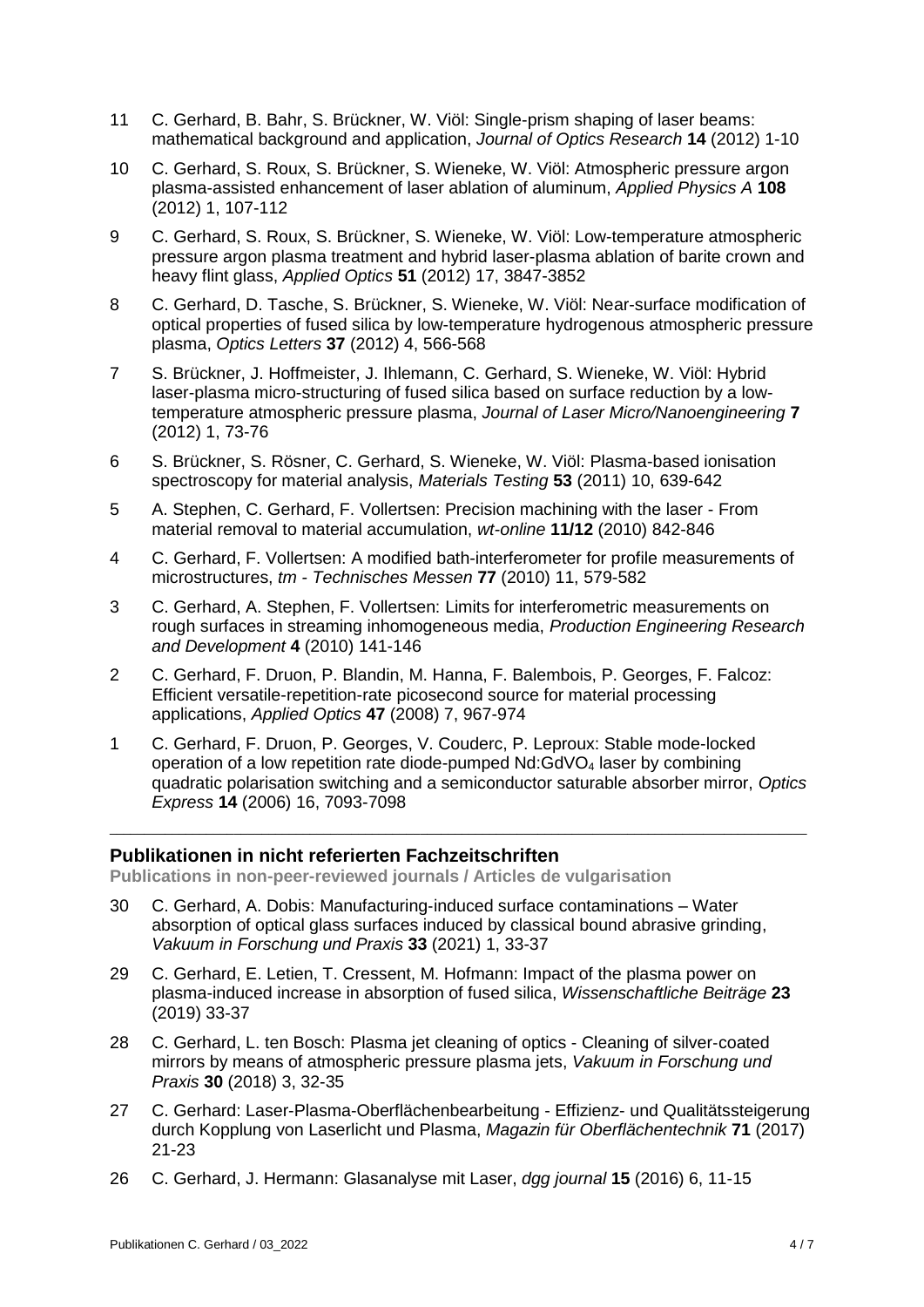11 C. Gerhard, B. Bahr, S. Brückner, W. Viöl: Single-prism shaping of laser beams: mathematical background and application, *Journal of Optics Research* **14** (2012) 1-10

10 C. Gerhard, S. Roux, S. Brückner, S. Wieneke, W. Viöl: Atmospheric pressure argon plasma-assisted enhancement of laser ablation of aluminum, *Applied Physics A* **108** (2012) 1, 107-112

9 C. Gerhard, S. Roux, S. Brückner, S. Wieneke, W. Viöl: Low-temperature atmospheric pressure argon plasma treatment and hybrid laser-plasma ablation of barite crown and heavy flint glass, *Applied Optics* **51** (2012) 17, 3847-3852

8 C. Gerhard, D. Tasche, S. Brückner, S. Wieneke, W. Viöl: Near-surface modification of optical properties of fused silica by low-temperature hydrogenous atmospheric pressure plasma, *Optics Letters* **37** (2012) 4, 566-568

7 S. Brückner, J. Hoffmeister, J. Ihlemann, C. Gerhard, S. Wieneke, W. Viöl: Hybrid laser-plasma micro-structuring of fused silica based on surface reduction by a low-temperature atmospheric pressure plasma, *Journal of Laser Micro/Nanoengineering* **7** (2012) 1, 73-76

6 S. Brückner, S. Rösner, C. Gerhard, S. Wieneke, W. Viöl: Plasma-based ionisation spectroscopy for material analysis, *Materials Testing* **53** (2011) 10, 639-642

5 A. Stephen, C. Gerhard, F. Vollertsen: Precision machining with the laser - From material removal to material accumulation, *wt-online* **11/12** (2010) 842-846

4 C. Gerhard, F. Vollertsen: A modified bath-interferometer for profile measurements of microstructures, *tm - Technisches Messen* **77** (2010) 11, 579-582

3 C. Gerhard, A. Stephen, F. Vollertsen: Limits for interferometric measurements on rough surfaces in streaming inhomogeneous media, *Production Engineering Research and Development* **4** (2010) 141-146

2 C. Gerhard, F. Druon, P. Blandin, M. Hanna, F. Balembois, P. Georges, F. Falcoz: Efficient versatile-repetition-rate picosecond source for material processing applications, *Applied Optics* **47** (2008) 7, 967-974

1 C. Gerhard, F. Druon, P. Georges, V. Couderc, P. Leproux: Stable mode-locked operation of a low repetition rate diode-pumped Nd:$GdVO_4$ laser by combining quadratic polarisation switching and a semiconductor saturable absorber mirror, *Optics Express* **14** (2006) 16, 7093-7098

---

## Publikationen in nicht referierten Fachzeitschriften

**Publications in non-peer-reviewed journals / Articles de vulgarisation**

30 C. Gerhard, A. Dobis: Manufacturing-induced surface contaminations – Water absorption of optical glass surfaces induced by classical bound abrasive grinding, *Vakuum in Forschung und Praxis* **33** (2021) 1, 33-37

29 C. Gerhard, E. Letien, T. Cressent, M. Hofmann: Impact of the plasma power on plasma-induced increase in absorption of fused silica, *Wissenschaftliche Beiträge* **23** (2019) 33-37

28 C. Gerhard, L. ten Bosch: Plasma jet cleaning of optics - Cleaning of silver-coated mirrors by means of atmospheric pressure plasma jets, *Vakuum in Forschung und Praxis* **30** (2018) 3, 32-35

27 C. Gerhard: Laser-Plasma-Oberflächenbearbeitung - Effizienz- und Qualitätssteigerung durch Kopplung von Laserlicht und Plasma, *Magazin für Oberflächentechnik* **71** (2017) 21-23

26 C. Gerhard, J. Hermann: Glasanalyse mit Laser, *dgg journal* **15** (2016) 6, 11-15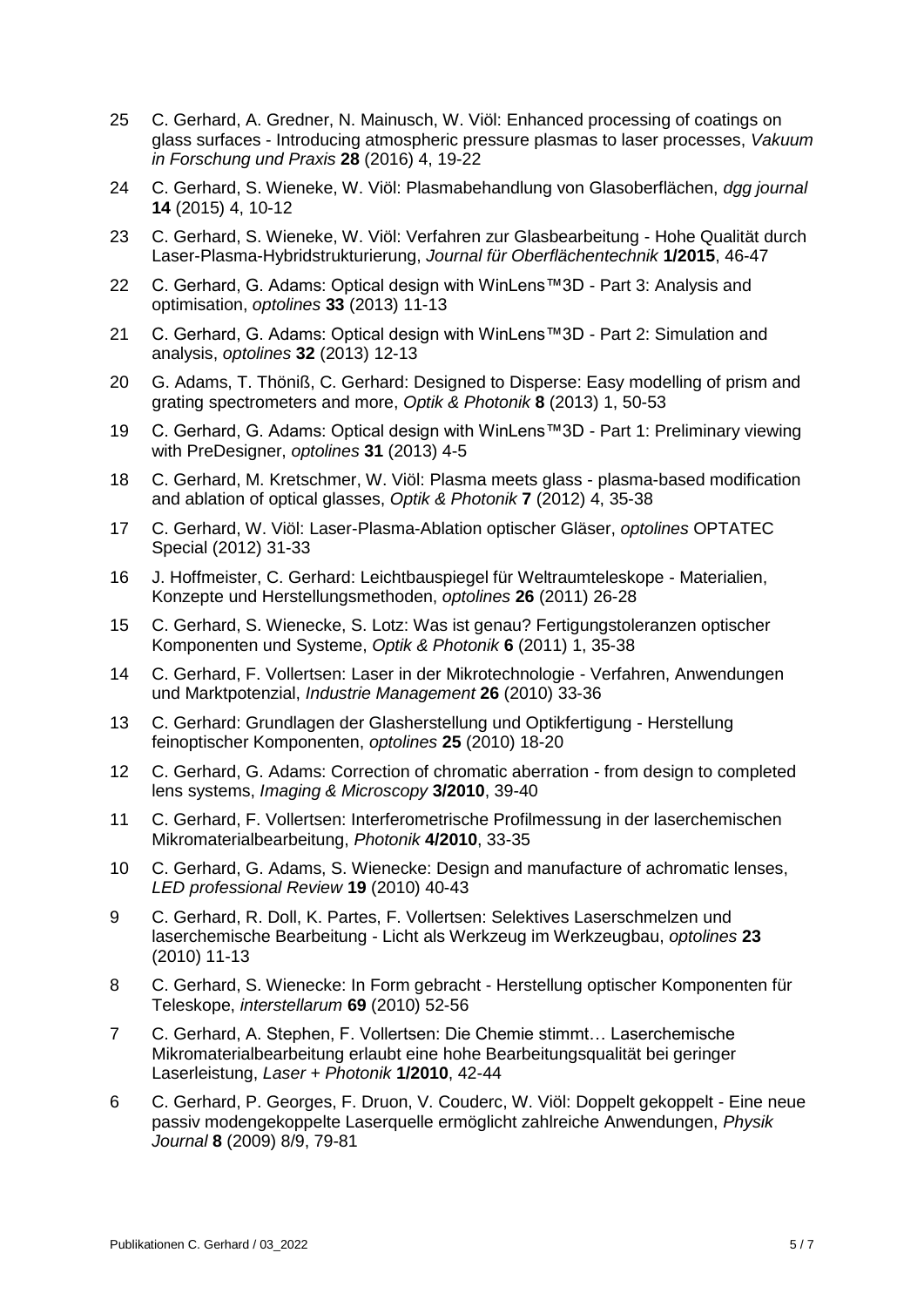25 C. Gerhard, A. Gredner, N. Mainusch, W. Viöl: Enhanced processing of coatings on glass surfaces - Introducing atmospheric pressure plasmas to laser processes, *Vakuum in Forschung und Praxis* **28** (2016) 4, 19-22

24 C. Gerhard, S. Wieneke, W. Viöl: Plasmabehandlung von Glasoberflächen, *dgg journal* **14** (2015) 4, 10-12

23 C. Gerhard, S. Wieneke, W. Viöl: Verfahren zur Glasbearbeitung - Hohe Qualität durch Laser-Plasma-Hybridstrukturierung, *Journal für Oberflächentechnik* **1/2015**, 46-47

22 C. Gerhard, G. Adams: Optical design with WinLens™3D - Part 3: Analysis and optimisation, *optolines* **33** (2013) 11-13

21 C. Gerhard, G. Adams: Optical design with WinLens™3D - Part 2: Simulation and analysis, *optolines* **32** (2013) 12-13

20 G. Adams, T. Thöniß, C. Gerhard: Designed to Disperse: Easy modelling of prism and grating spectrometers and more, *Optik & Photonik* **8** (2013) 1, 50-53

19 C. Gerhard, G. Adams: Optical design with WinLens™3D - Part 1: Preliminary viewing with PreDesigner, *optolines* **31** (2013) 4-5

18 C. Gerhard, M. Kretschmer, W. Viöl: Plasma meets glass - plasma-based modification and ablation of optical glasses, *Optik & Photonik* **7** (2012) 4, 35-38

17 C. Gerhard, W. Viöl: Laser-Plasma-Ablation optischer Gläser, *optolines* OPTATEC Special (2012) 31-33

16 J. Hoffmeister, C. Gerhard: Leichtbauspiegel für Weltraumteleskope - Materialien, Konzepte und Herstellungsmethoden, *optolines* **26** (2011) 26-28

15 C. Gerhard, S. Wienecke, S. Lotz: Was ist genau? Fertigungstoleranzen optischer Komponenten und Systeme, *Optik & Photonik* **6** (2011) 1, 35-38

14 C. Gerhard, F. Vollertsen: Laser in der Mikrotechnologie - Verfahren, Anwendungen und Marktpotenzial, *Industrie Management* **26** (2010) 33-36

13 C. Gerhard: Grundlagen der Glasherstellung und Optikfertigung - Herstellung feinoptischer Komponenten, *optolines* **25** (2010) 18-20

12 C. Gerhard, G. Adams: Correction of chromatic aberration - from design to completed lens systems, *Imaging & Microscopy* **3/2010**, 39-40

11 C. Gerhard, F. Vollertsen: Interferometrische Profilmessung in der laserchemischen Mikromaterialbearbeitung, *Photonik* **4/2010**, 33-35

10 C. Gerhard, G. Adams, S. Wienecke: Design and manufacture of achromatic lenses, *LED professional Review* **19** (2010) 40-43

9 C. Gerhard, R. Doll, K. Partes, F. Vollertsen: Selektives Laserschmelzen und laserchemische Bearbeitung - Licht als Werkzeug im Werkzeugbau, *optolines* **23** (2010) 11-13

8 C. Gerhard, S. Wienecke: In Form gebracht - Herstellung optischer Komponenten für Teleskope, *interstellarum* **69** (2010) 52-56

7 C. Gerhard, A. Stephen, F. Vollertsen: Die Chemie stimmt… Laserchemische Mikromaterialbearbeitung erlaubt eine hohe Bearbeitungsqualität bei geringer Laserleistung, *Laser + Photonik* **1/2010**, 42-44

6 C. Gerhard, P. Georges, F. Druon, V. Couderc, W. Viöl: Doppelt gekoppelt - Eine neue passiv modengekoppelte Laserquelle ermöglicht zahlreiche Anwendungen, *Physik Journal* **8** (2009) 8/9, 79-81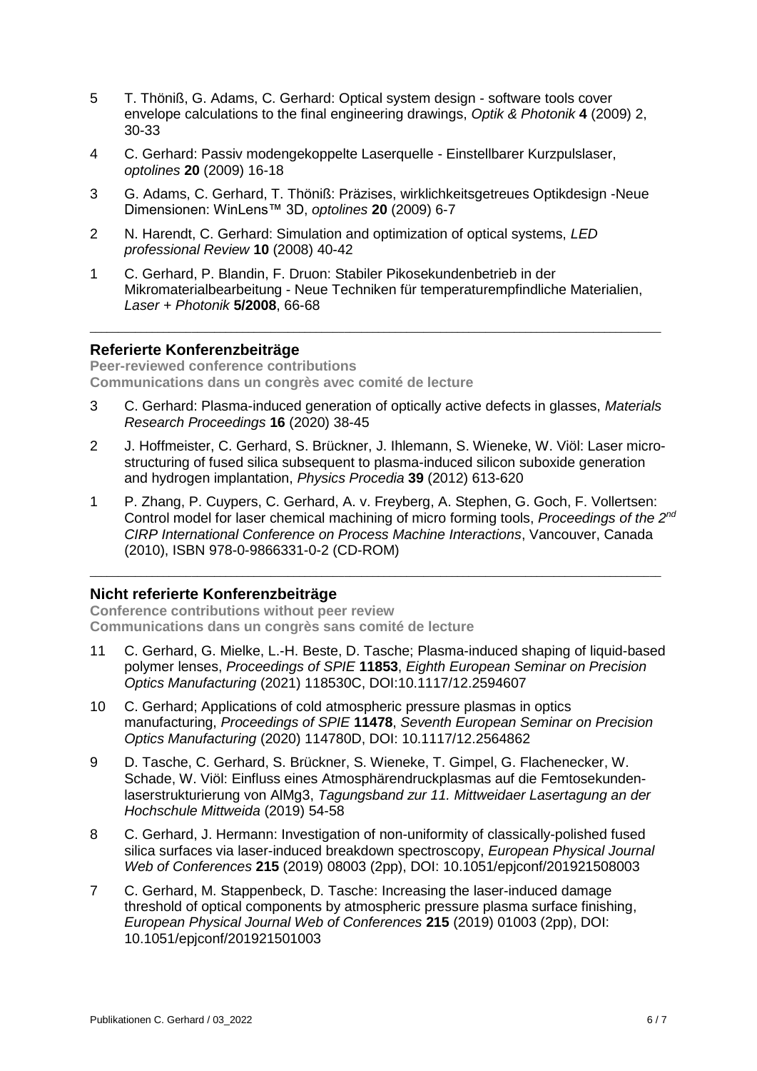5 T. Thöniß, G. Adams, C. Gerhard: Optical system design - software tools cover envelope calculations to the final engineering drawings, *Optik & Photonik* **4** (2009) 2, 30-33

4 C. Gerhard: Passiv modengekoppelte Laserquelle - Einstellbarer Kurzpulslaser, *optolines* **20** (2009) 16-18

3 G. Adams, C. Gerhard, T. Thöniß: Präzises, wirklichkeitsgetreues Optikdesign -Neue Dimensionen: WinLens™ 3D, *optolines* **20** (2009) 6-7

2 N. Harendt, C. Gerhard: Simulation and optimization of optical systems, *LED professional Review* **10** (2008) 40-42

1 C. Gerhard, P. Blandin, F. Druon: Stabiler Pikosekundenbetrieb in der Mikromaterialbearbeitung - Neue Techniken für temperaturempfindliche Materialien, *Laser + Photonik* **5/2008**, 66-68

---

## Referierte Konferenzbeiträge

**Peer-reviewed conference contributions**
**Communications dans un congrès avec comité de lecture**

3 C. Gerhard: Plasma-induced generation of optically active defects in glasses, *Materials Research Proceedings* **16** (2020) 38-45

2 J. Hoffmeister, C. Gerhard, S. Brückner, J. Ihlemann, S. Wieneke, W. Viöl: Laser micro-structuring of fused silica subsequent to plasma-induced silicon suboxide generation and hydrogen implantation, *Physics Procedia* **39** (2012) 613-620

1 P. Zhang, P. Cuypers, C. Gerhard, A. v. Freyberg, A. Stephen, G. Goch, F. Vollertsen: Control model for laser chemical machining of micro forming tools, *Proceedings of the 2nd CIRP International Conference on Process Machine Interactions*, Vancouver, Canada (2010), ISBN 978-0-9866331-0-2 (CD-ROM)

---

## Nicht referierte Konferenzbeiträge

**Conference contributions without peer review**
**Communications dans un congrès sans comité de lecture**

11 C. Gerhard, G. Mielke, L.-H. Beste, D. Tasche; Plasma-induced shaping of liquid-based polymer lenses, *Proceedings of SPIE* **11853**, *Eighth European Seminar on Precision Optics Manufacturing* (2021) 118530C, DOI:10.1117/12.2594607

10 C. Gerhard; Applications of cold atmospheric pressure plasmas in optics manufacturing, *Proceedings of SPIE* **11478**, *Seventh European Seminar on Precision Optics Manufacturing* (2020) 114780D, DOI: 10.1117/12.2564862

9 D. Tasche, C. Gerhard, S. Brückner, S. Wieneke, T. Gimpel, G. Flachenecker, W. Schade, W. Viöl: Einfluss eines Atmosphärendruckplasmas auf die Femtosekunden-laserstrukturierung von AlMg3, *Tagungsband zur 11. Mittweidaer Lasertagung an der Hochschule Mittweida* (2019) 54-58

8 C. Gerhard, J. Hermann: Investigation of non-uniformity of classically-polished fused silica surfaces via laser-induced breakdown spectroscopy, *European Physical Journal Web of Conferences* **215** (2019) 08003 (2pp), DOI: 10.1051/epjconf/201921508003

7 C. Gerhard, M. Stappenbeck, D. Tasche: Increasing the laser-induced damage threshold of optical components by atmospheric pressure plasma surface finishing, *European Physical Journal Web of Conferences* **215** (2019) 01003 (2pp), DOI: 10.1051/epjconf/201921501003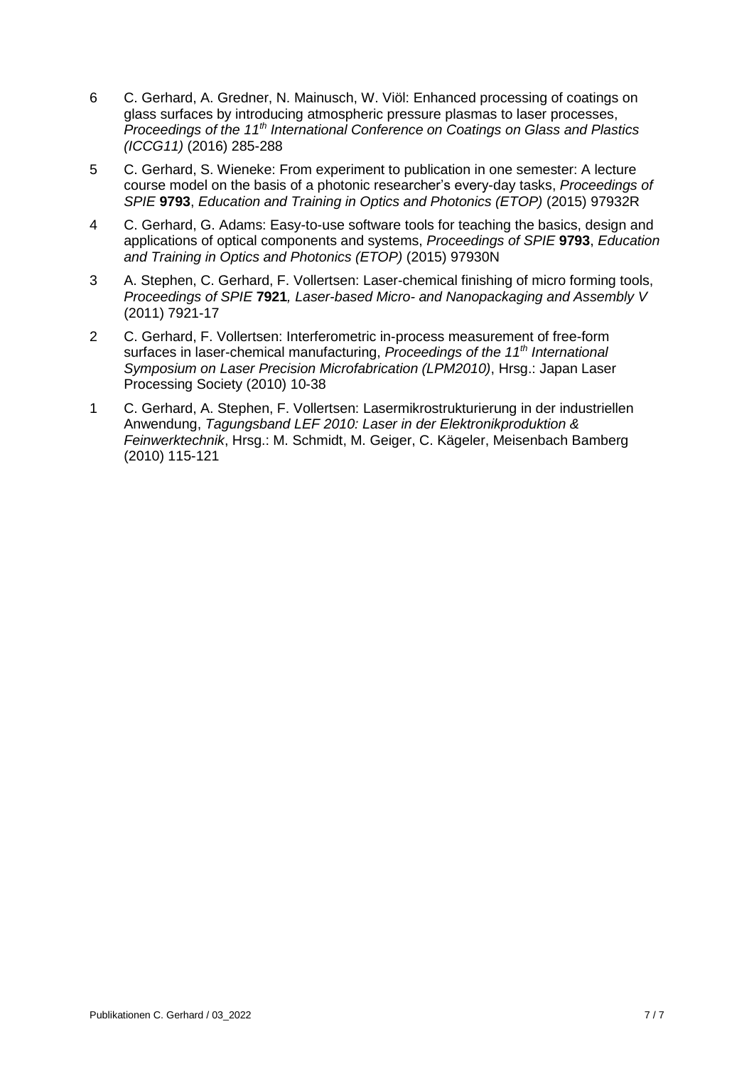6 C. Gerhard, A. Gredner, N. Mainusch, W. Viöl: Enhanced processing of coatings on glass surfaces by introducing atmospheric pressure plasmas to laser processes, *Proceedings of the 11th International Conference on Coatings on Glass and Plastics (ICCG11)* (2016) 285-288

5 C. Gerhard, S. Wieneke: From experiment to publication in one semester: A lecture course model on the basis of a photonic researcher's every-day tasks, *Proceedings of SPIE* **9793**, *Education and Training in Optics and Photonics (ETOP)* (2015) 97932R

4 C. Gerhard, G. Adams: Easy-to-use software tools for teaching the basics, design and applications of optical components and systems, *Proceedings of SPIE* **9793**, *Education and Training in Optics and Photonics (ETOP)* (2015) 97930N

3 A. Stephen, C. Gerhard, F. Vollertsen: Laser-chemical finishing of micro forming tools, *Proceedings of SPIE* **7921***, Laser-based Micro- and Nanopackaging and Assembly V* (2011) 7921-17

2 C. Gerhard, F. Vollertsen: Interferometric in-process measurement of free-form surfaces in laser-chemical manufacturing, *Proceedings of the 11th International Symposium on Laser Precision Microfabrication (LPM2010)*, Hrsg.: Japan Laser Processing Society (2010) 10-38

1 C. Gerhard, A. Stephen, F. Vollertsen: Lasermikrostrukturierung in der industriellen Anwendung, *Tagungsband LEF 2010: Laser in der Elektronikproduktion & Feinwerktechnik*, Hrsg.: M. Schmidt, M. Geiger, C. Kägeler, Meisenbach Bamberg (2010) 115-121